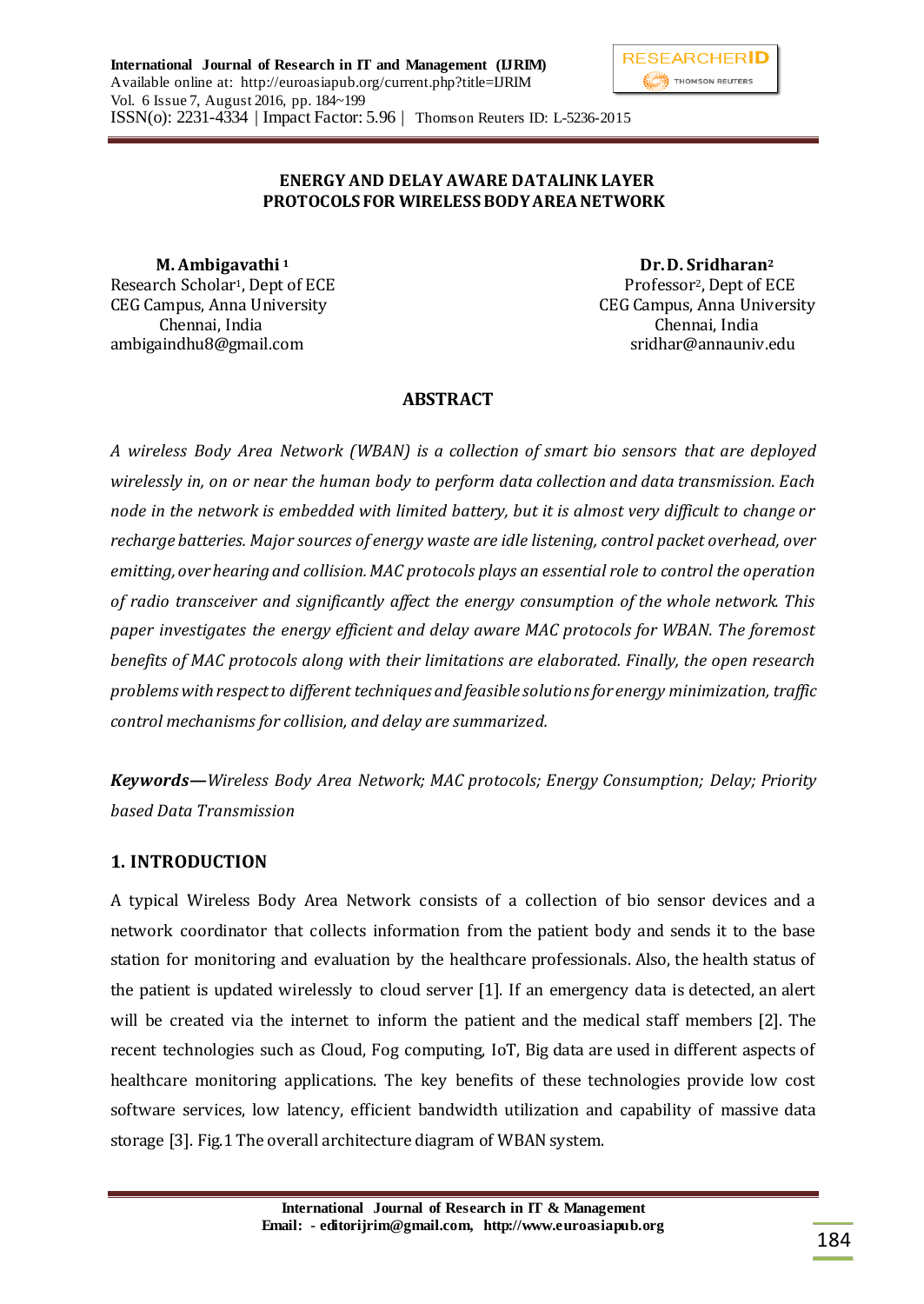# ENERGY AND DELAY AWARE DATALINK LAYER PROTOCOLS FOR WIRELESS BODY AREA NETWORK

**M. Ambigavathi** [1]
Research Scholar[1], Dept of ECE
CEG Campus, Anna University
Chennai, India
ambigaindhu8@gmail.com

**Dr. D. Sridharan**[2]
Professor[2], Dept of ECE
CEG Campus, Anna University
Chennai, India
sridhar@annauniv.edu

## ABSTRACT

*A wireless Body Area Network (WBAN) is a collection of smart bio sensors that are deployed wirelessly in, on or near the human body to perform data collection and data transmission. Each node in the network is embedded with limited battery, but it is almost very difficult to change or recharge batteries. Major sources of energy waste are idle listening, control packet overhead, over emitting, over hearing and collision. MAC protocols plays an essential role to control the operation of radio transceiver and significantly affect the energy consumption of the whole network. This paper investigates the energy efficient and delay aware MAC protocols for WBAN. The foremost benefits of MAC protocols along with their limitations are elaborated. Finally, the open research problems with respect to different techniques and feasible solutions for energy minimization, traffic control mechanisms for collision, and delay are summarized.*

***Keywords—****Wireless Body Area Network; MAC protocols; Energy Consumption; Delay; Priority based Data Transmission*

## 1. INTRODUCTION

A typical Wireless Body Area Network consists of a collection of bio sensor devices and a network coordinator that collects information from the patient body and sends it to the base station for monitoring and evaluation by the healthcare professionals. Also, the health status of the patient is updated wirelessly to cloud server [1]. If an emergency data is detected, an alert will be created via the internet to inform the patient and the medical staff members [2]. The recent technologies such as Cloud, Fog computing, IoT, Big data are used in different aspects of healthcare monitoring applications. The key benefits of these technologies provide low cost software services, low latency, efficient bandwidth utilization and capability of massive data storage [3]. Fig.1 The overall architecture diagram of WBAN system.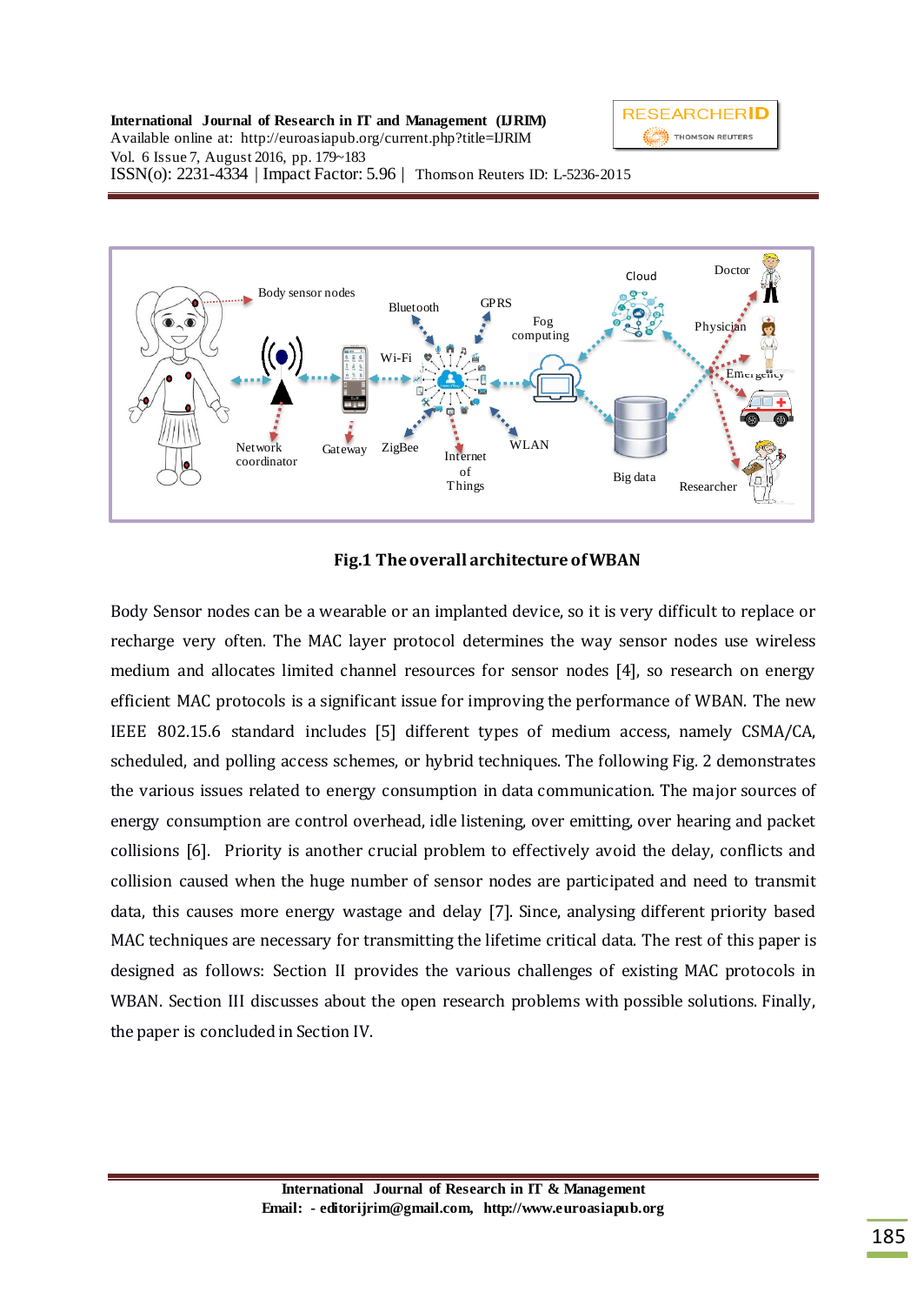**Fig.1 The overall architecture of WBAN**

Body Sensor nodes can be a wearable or an implanted device, so it is very difficult to replace or recharge very often. The MAC layer protocol determines the way sensor nodes use wireless medium and allocates limited channel resources for sensor nodes [4], so research on energy efficient MAC protocols is a significant issue for improving the performance of WBAN. The new IEEE 802.15.6 standard includes [5] different types of medium access, namely CSMA/CA, scheduled, and polling access schemes, or hybrid techniques. The following Fig. 2 demonstrates the various issues related to energy consumption in data communication. The major sources of energy consumption are control overhead, idle listening, over emitting, over hearing and packet collisions [6]. Priority is another crucial problem to effectively avoid the delay, conflicts and collision caused when the huge number of sensor nodes are participated and need to transmit data, this causes more energy wastage and delay [7]. Since, analysing different priority based MAC techniques are necessary for transmitting the lifetime critical data. The rest of this paper is designed as follows: Section II provides the various challenges of existing MAC protocols in WBAN. Section III discusses about the open research problems with possible solutions. Finally, the paper is concluded in Section IV.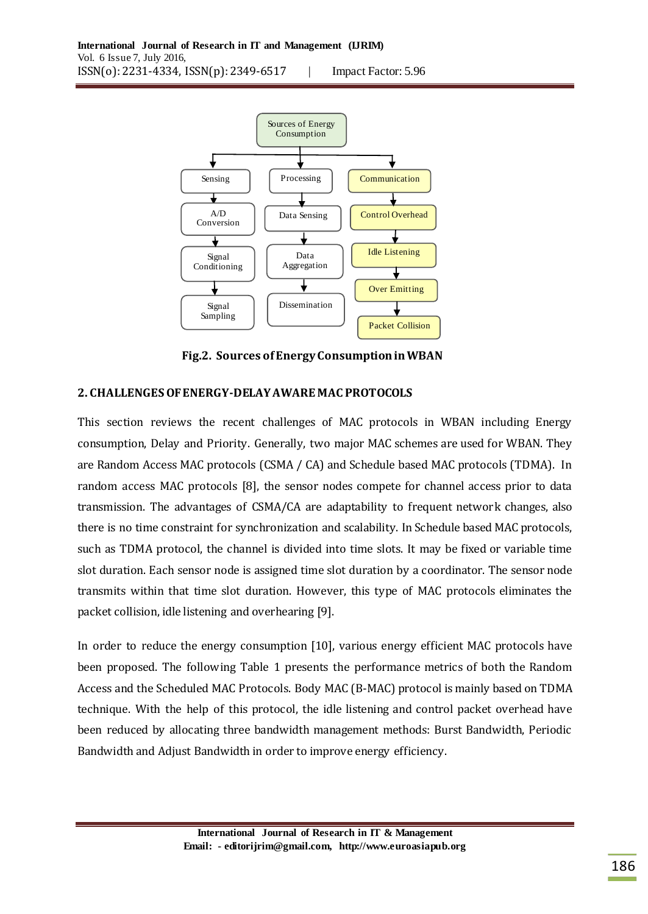Fig.2. Sources of Energy Consumption in WBAN

## 2. CHALLENGES OF ENERGY-DELAY AWARE MAC PROTOCOLS

This section reviews the recent challenges of MAC protocols in WBAN including Energy consumption, Delay and Priority. Generally, two major MAC schemes are used for WBAN. They are Random Access MAC protocols (CSMA / CA) and Schedule based MAC protocols (TDMA). In random access MAC protocols [8], the sensor nodes compete for channel access prior to data transmission. The advantages of CSMA/CA are adaptability to frequent network changes, also there is no time constraint for synchronization and scalability. In Schedule based MAC protocols, such as TDMA protocol, the channel is divided into time slots. It may be fixed or variable time slot duration. Each sensor node is assigned time slot duration by a coordinator. The sensor node transmits within that time slot duration. However, this type of MAC protocols eliminates the packet collision, idle listening and overhearing [9].

In order to reduce the energy consumption [10], various energy efficient MAC protocols have been proposed. The following Table 1 presents the performance metrics of both the Random Access and the Scheduled MAC Protocols. Body MAC (B-MAC) protocol is mainly based on TDMA technique. With the help of this protocol, the idle listening and control packet overhead have been reduced by allocating three bandwidth management methods: Burst Bandwidth, Periodic Bandwidth and Adjust Bandwidth in order to improve energy efficiency.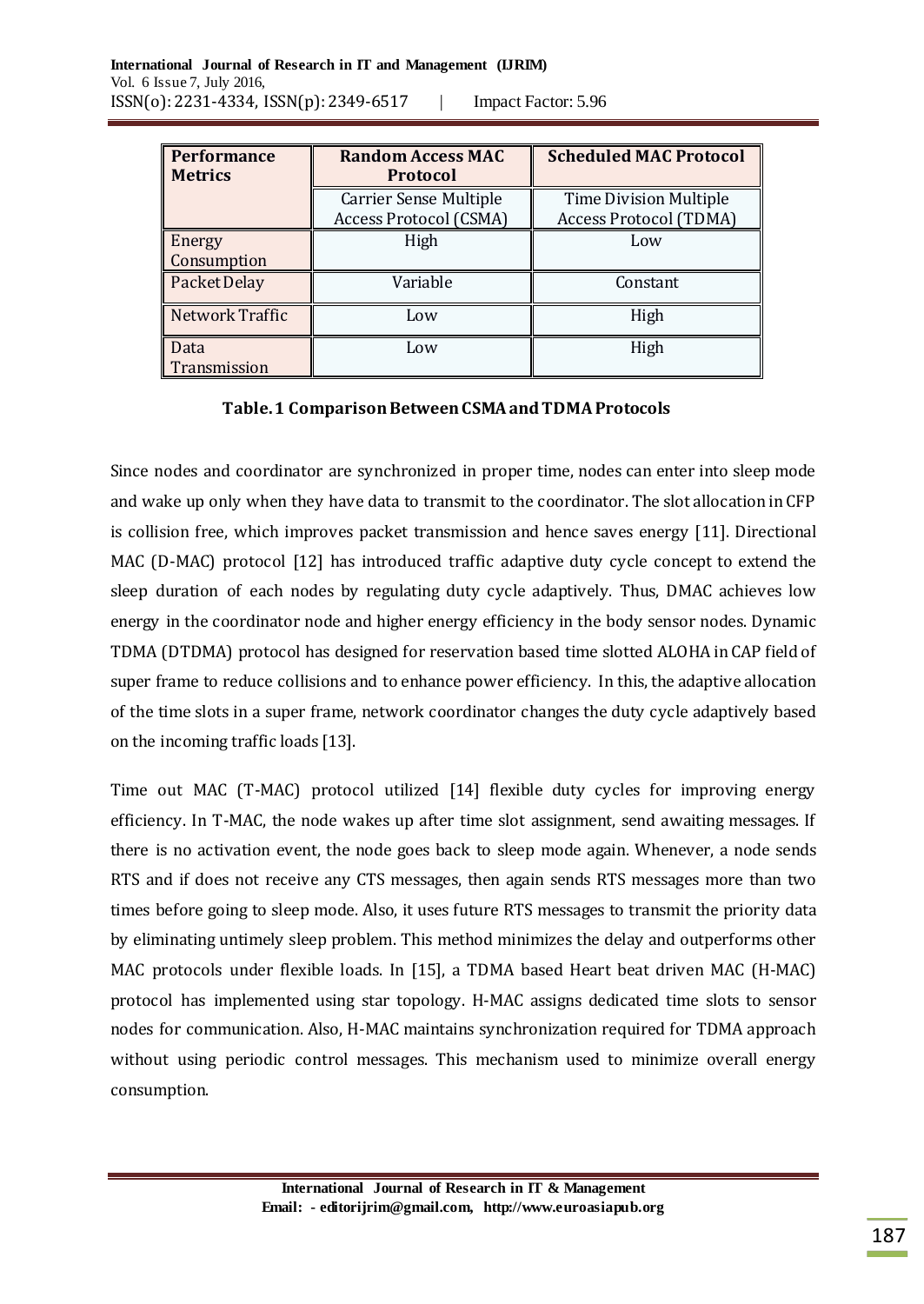| Performance Metrics | Random Access MAC Protocol | Scheduled MAC Protocol |
|---|---|---|
| | Carrier Sense Multiple Access Protocol (CSMA) | Time Division Multiple Access Protocol (TDMA) |
| Energy Consumption | High | Low |
| Packet Delay | Variable | Constant |
| Network Traffic | Low | High |
| Data Transmission | Low | High |

**Table. 1 Comparison Between CSMA and TDMA Protocols**

Since nodes and coordinator are synchronized in proper time, nodes can enter into sleep mode and wake up only when they have data to transmit to the coordinator. The slot allocation in CFP is collision free, which improves packet transmission and hence saves energy [11]. Directional MAC (D-MAC) protocol [12] has introduced traffic adaptive duty cycle concept to extend the sleep duration of each nodes by regulating duty cycle adaptively. Thus, DMAC achieves low energy in the coordinator node and higher energy efficiency in the body sensor nodes. Dynamic TDMA (DTDMA) protocol has designed for reservation based time slotted ALOHA in CAP field of super frame to reduce collisions and to enhance power efficiency. In this, the adaptive allocation of the time slots in a super frame, network coordinator changes the duty cycle adaptively based on the incoming traffic loads [13].

Time out MAC (T-MAC) protocol utilized [14] flexible duty cycles for improving energy efficiency. In T-MAC, the node wakes up after time slot assignment, send awaiting messages. If there is no activation event, the node goes back to sleep mode again. Whenever, a node sends RTS and if does not receive any CTS messages, then again sends RTS messages more than two times before going to sleep mode. Also, it uses future RTS messages to transmit the priority data by eliminating untimely sleep problem. This method minimizes the delay and outperforms other MAC protocols under flexible loads. In [15], a TDMA based Heart beat driven MAC (H-MAC) protocol has implemented using star topology. H-MAC assigns dedicated time slots to sensor nodes for communication. Also, H-MAC maintains synchronization required for TDMA approach without using periodic control messages. This mechanism used to minimize overall energy consumption.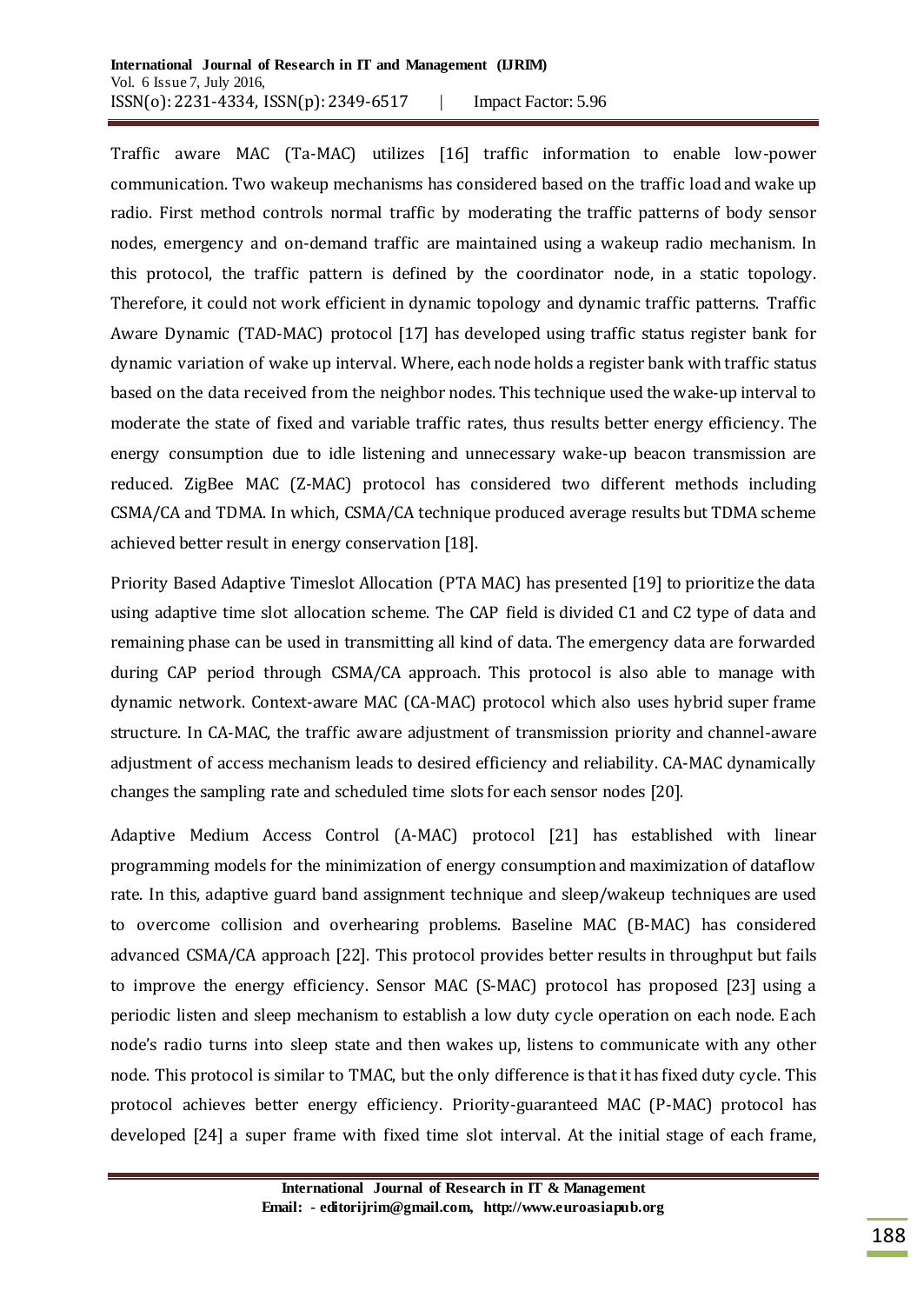Traffic aware MAC (Ta-MAC) utilizes [16] traffic information to enable low-power communication. Two wakeup mechanisms has considered based on the traffic load and wake up radio. First method controls normal traffic by moderating the traffic patterns of body sensor nodes, emergency and on-demand traffic are maintained using a wakeup radio mechanism. In this protocol, the traffic pattern is defined by the coordinator node, in a static topology. Therefore, it could not work efficient in dynamic topology and dynamic traffic patterns. Traffic Aware Dynamic (TAD-MAC) protocol [17] has developed using traffic status register bank for dynamic variation of wake up interval. Where, each node holds a register bank with traffic status based on the data received from the neighbor nodes. This technique used the wake-up interval to moderate the state of fixed and variable traffic rates, thus results better energy efficiency. The energy consumption due to idle listening and unnecessary wake-up beacon transmission are reduced. ZigBee MAC (Z-MAC) protocol has considered two different methods including CSMA/CA and TDMA. In which, CSMA/CA technique produced average results but TDMA scheme achieved better result in energy conservation [18].

Priority Based Adaptive Timeslot Allocation (PTA MAC) has presented [19] to prioritize the data using adaptive time slot allocation scheme. The CAP field is divided C1 and C2 type of data and remaining phase can be used in transmitting all kind of data. The emergency data are forwarded during CAP period through CSMA/CA approach. This protocol is also able to manage with dynamic network. Context-aware MAC (CA-MAC) protocol which also uses hybrid super frame structure. In CA-MAC, the traffic aware adjustment of transmission priority and channel-aware adjustment of access mechanism leads to desired efficiency and reliability. CA-MAC dynamically changes the sampling rate and scheduled time slots for each sensor nodes [20].

Adaptive Medium Access Control (A-MAC) protocol [21] has established with linear programming models for the minimization of energy consumption and maximization of dataflow rate. In this, adaptive guard band assignment technique and sleep/wakeup techniques are used to overcome collision and overhearing problems. Baseline MAC (B-MAC) has considered advanced CSMA/CA approach [22]. This protocol provides better results in throughput but fails to improve the energy efficiency. Sensor MAC (S-MAC) protocol has proposed [23] using a periodic listen and sleep mechanism to establish a low duty cycle operation on each node. Each node's radio turns into sleep state and then wakes up, listens to communicate with any other node. This protocol is similar to TMAC, but the only difference is that it has fixed duty cycle. This protocol achieves better energy efficiency. Priority-guaranteed MAC (P-MAC) protocol has developed [24] a super frame with fixed time slot interval. At the initial stage of each frame,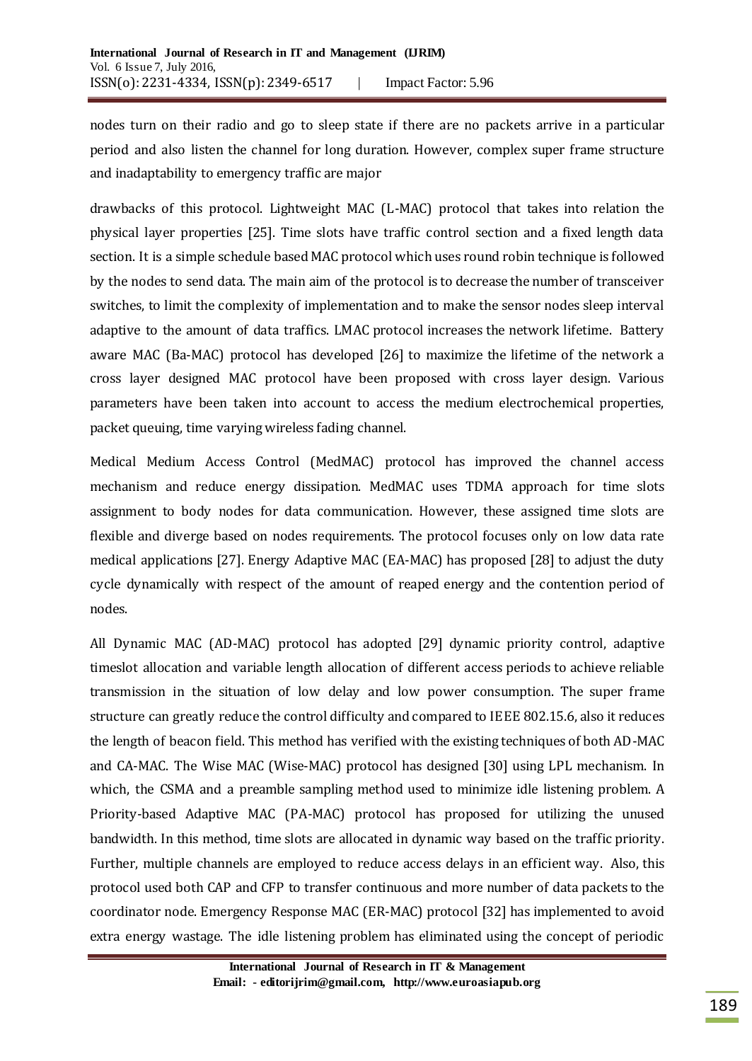nodes turn on their radio and go to sleep state if there are no packets arrive in a particular period and also listen the channel for long duration. However, complex super frame structure and inadaptability to emergency traffic are major

drawbacks of this protocol. Lightweight MAC (L-MAC) protocol that takes into relation the physical layer properties [25]. Time slots have traffic control section and a fixed length data section. It is a simple schedule based MAC protocol which uses round robin technique is followed by the nodes to send data. The main aim of the protocol is to decrease the number of transceiver switches, to limit the complexity of implementation and to make the sensor nodes sleep interval adaptive to the amount of data traffics. LMAC protocol increases the network lifetime. Battery aware MAC (Ba-MAC) protocol has developed [26] to maximize the lifetime of the network a cross layer designed MAC protocol have been proposed with cross layer design. Various parameters have been taken into account to access the medium electrochemical properties, packet queuing, time varying wireless fading channel.

Medical Medium Access Control (MedMAC) protocol has improved the channel access mechanism and reduce energy dissipation. MedMAC uses TDMA approach for time slots assignment to body nodes for data communication. However, these assigned time slots are flexible and diverge based on nodes requirements. The protocol focuses only on low data rate medical applications [27]. Energy Adaptive MAC (EA-MAC) has proposed [28] to adjust the duty cycle dynamically with respect of the amount of reaped energy and the contention period of nodes.

All Dynamic MAC (AD-MAC) protocol has adopted [29] dynamic priority control, adaptive timeslot allocation and variable length allocation of different access periods to achieve reliable transmission in the situation of low delay and low power consumption. The super frame structure can greatly reduce the control difficulty and compared to IEEE 802.15.6, also it reduces the length of beacon field. This method has verified with the existing techniques of both AD-MAC and CA-MAC. The Wise MAC (Wise-MAC) protocol has designed [30] using LPL mechanism. In which, the CSMA and a preamble sampling method used to minimize idle listening problem. A Priority-based Adaptive MAC (PA-MAC) protocol has proposed for utilizing the unused bandwidth. In this method, time slots are allocated in dynamic way based on the traffic priority. Further, multiple channels are employed to reduce access delays in an efficient way. Also, this protocol used both CAP and CFP to transfer continuous and more number of data packets to the coordinator node. Emergency Response MAC (ER-MAC) protocol [32] has implemented to avoid extra energy wastage. The idle listening problem has eliminated using the concept of periodic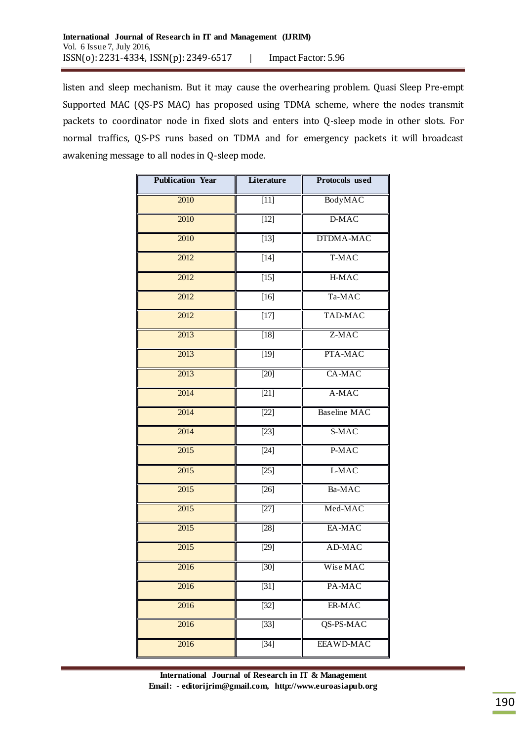listen and sleep mechanism. But it may cause the overhearing problem. Quasi Sleep Pre-empt Supported MAC (QS-PS MAC) has proposed using TDMA scheme, where the nodes transmit packets to coordinator node in fixed slots and enters into Q-sleep mode in other slots. For normal traffics, QS-PS runs based on TDMA and for emergency packets it will broadcast awakening message to all nodes in Q-sleep mode.

| Publication Year | Literature | Protocols used |
|---|---|---|
| 2010 | [11] | BodyMAC |
| 2010 | [12] | D-MAC |
| 2010 | [13] | DTDMA-MAC |
| 2012 | [14] | T-MAC |
| 2012 | [15] | H-MAC |
| 2012 | [16] | Ta-MAC |
| 2012 | [17] | TAD-MAC |
| 2013 | [18] | Z-MAC |
| 2013 | [19] | PTA-MAC |
| 2013 | [20] | CA-MAC |
| 2014 | [21] | A-MAC |
| 2014 | [22] | Baseline MAC |
| 2014 | [23] | S-MAC |
| 2015 | [24] | P-MAC |
| 2015 | [25] | L-MAC |
| 2015 | [26] | Ba-MAC |
| 2015 | [27] | Med-MAC |
| 2015 | [28] | EA-MAC |
| 2015 | [29] | AD-MAC |
| 2016 | [30] | Wise MAC |
| 2016 | [31] | PA-MAC |
| 2016 | [32] | ER-MAC |
| 2016 | [33] | QS-PS-MAC |
| 2016 | [34] | EEAWD-MAC |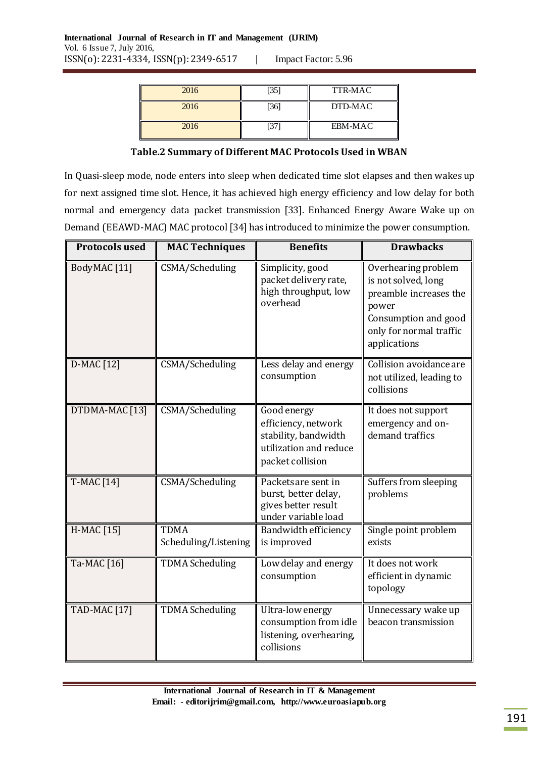| 2016 | [35] | TTR-MAC |
|---|---|---|
| 2016 | [36] | DTD-MAC |
| 2016 | [37] | EBM-MAC |

**Table.2 Summary of Different MAC Protocols Used in WBAN**

In Quasi-sleep mode, node enters into sleep when dedicated time slot elapses and then wakes up for next assigned time slot. Hence, it has achieved high energy efficiency and low delay for both normal and emergency data packet transmission [33]. Enhanced Energy Aware Wake up on Demand (EEAWD-MAC) MAC protocol [34] has introduced to minimize the power consumption.

| Protocols used | MAC Techniques | Benefits | Drawbacks |
|---|---|---|---|
| BodyMAC [11] | CSMA/Scheduling | Simplicity, good packet delivery rate, high throughput, low overhead | Overhearing problem is not solved, long preamble increases the power Consumption and good only for normal traffic applications |
| D-MAC [12] | CSMA/Scheduling | Less delay and energy consumption | Collision avoidance are not utilized, leading to collisions |
| DTDMA-MAC [13] | CSMA/Scheduling | Good energy efficiency, network stability, bandwidth utilization and reduce packet collision | It does not support emergency and on-demand traffics |
| T-MAC [14] | CSMA/Scheduling | Packets are sent in burst, better delay, gives better result under variable load | Suffers from sleeping problems |
| H-MAC [15] | TDMA Scheduling/Listening | Bandwidth efficiency is improved | Single point problem exists |
| Ta-MAC [16] | TDMA Scheduling | Low delay and energy consumption | It does not work efficient in dynamic topology |
| TAD-MAC [17] | TDMA Scheduling | Ultra-low energy consumption from idle listening, overhearing, collisions | Unnecessary wake up beacon transmission |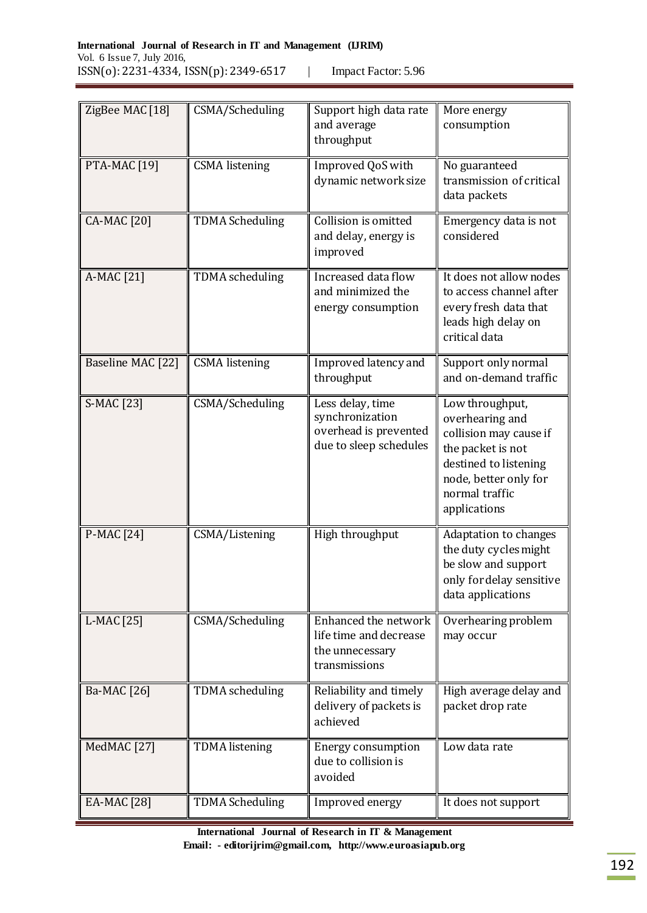| ZigBee MAC [18] | CSMA/Scheduling | Support high data rate and average throughput | More energy consumption |
|---|---|---|---|
| PTA-MAC [19] | CSMA listening | Improved QoS with dynamic network size | No guaranteed transmission of critical data packets |
| CA-MAC [20] | TDMA Scheduling | Collision is omitted and delay, energy is improved | Emergency data is not considered |
| A-MAC [21] | TDMA scheduling | Increased data flow and minimized the energy consumption | It does not allow nodes to access channel after every fresh data that leads high delay on critical data |
| Baseline MAC [22] | CSMA listening | Improved latency and throughput | Support only normal and on-demand traffic |
| S-MAC [23] | CSMA/Scheduling | Less delay, time synchronization overhead is prevented due to sleep schedules | Low throughput, overhearing and collision may cause if the packet is not destined to listening node, better only for normal traffic applications |
| P-MAC [24] | CSMA/Listening | High throughput | Adaptation to changes the duty cycles might be slow and support only for delay sensitive data applications |
| L-MAC [25] | CSMA/Scheduling | Enhanced the network life time and decrease the unnecessary transmissions | Overhearing problem may occur |
| Ba-MAC [26] | TDMA scheduling | Reliability and timely delivery of packets is achieved | High average delay and packet drop rate |
| MedMAC [27] | TDMA listening | Energy consumption due to collision is avoided | Low data rate |
| EA-MAC [28] | TDMA Scheduling | Improved energy | It does not support |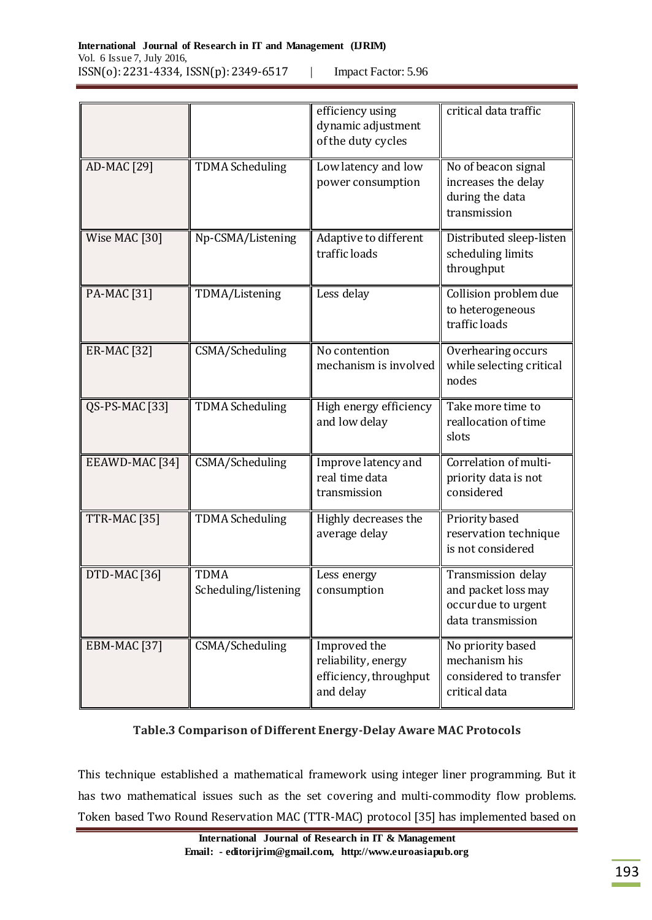| | | efficiency using dynamic adjustment of the duty cycles | critical data traffic |
|---|---|---|---|
| AD-MAC [29] | TDMA Scheduling | Low latency and low power consumption | No of beacon signal increases the delay during the data transmission |
| Wise MAC [30] | Np-CSMA/Listening | Adaptive to different traffic loads | Distributed sleep-listen scheduling limits throughput |
| PA-MAC [31] | TDMA/Listening | Less delay | Collision problem due to heterogeneous traffic loads |
| ER-MAC [32] | CSMA/Scheduling | No contention mechanism is involved | Overhearing occurs while selecting critical nodes |
| QS-PS-MAC [33] | TDMA Scheduling | High energy efficiency and low delay | Take more time to reallocation of time slots |
| EEAWD-MAC [34] | CSMA/Scheduling | Improve latency and real time data transmission | Correlation of multi-priority data is not considered |
| TTR-MAC [35] | TDMA Scheduling | Highly decreases the average delay | Priority based reservation technique is not considered |
| DTD-MAC [36] | TDMA Scheduling/listening | Less energy consumption | Transmission delay and packet loss may occur due to urgent data transmission |
| EBM-MAC [37] | CSMA/Scheduling | Improved the reliability, energy efficiency, throughput and delay | No priority based mechanism his considered to transfer critical data |

**Table.3 Comparison of Different Energy-Delay Aware MAC Protocols**

This technique established a mathematical framework using integer liner programming. But it has two mathematical issues such as the set covering and multi-commodity flow problems. Token based Two Round Reservation MAC (TTR-MAC) protocol [35] has implemented based on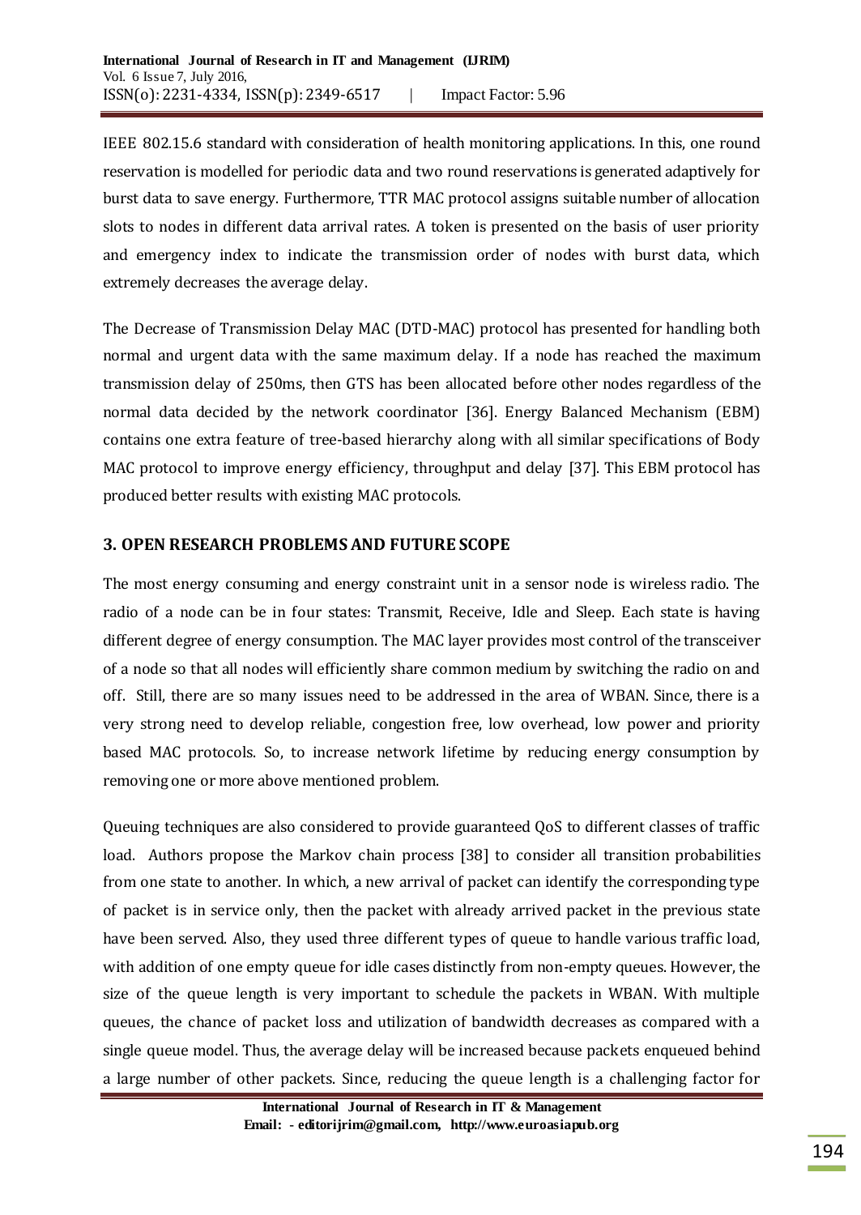IEEE 802.15.6 standard with consideration of health monitoring applications. In this, one round reservation is modelled for periodic data and two round reservations is generated adaptively for burst data to save energy. Furthermore, TTR MAC protocol assigns suitable number of allocation slots to nodes in different data arrival rates. A token is presented on the basis of user priority and emergency index to indicate the transmission order of nodes with burst data, which extremely decreases the average delay.

The Decrease of Transmission Delay MAC (DTD-MAC) protocol has presented for handling both normal and urgent data with the same maximum delay. If a node has reached the maximum transmission delay of 250ms, then GTS has been allocated before other nodes regardless of the normal data decided by the network coordinator [36]. Energy Balanced Mechanism (EBM) contains one extra feature of tree-based hierarchy along with all similar specifications of Body MAC protocol to improve energy efficiency, throughput and delay [37]. This EBM protocol has produced better results with existing MAC protocols.

## 3. OPEN RESEARCH PROBLEMS AND FUTURE SCOPE

The most energy consuming and energy constraint unit in a sensor node is wireless radio. The radio of a node can be in four states: Transmit, Receive, Idle and Sleep. Each state is having different degree of energy consumption. The MAC layer provides most control of the transceiver of a node so that all nodes will efficiently share common medium by switching the radio on and off. Still, there are so many issues need to be addressed in the area of WBAN. Since, there is a very strong need to develop reliable, congestion free, low overhead, low power and priority based MAC protocols. So, to increase network lifetime by reducing energy consumption by removing one or more above mentioned problem.

Queuing techniques are also considered to provide guaranteed QoS to different classes of traffic load. Authors propose the Markov chain process [38] to consider all transition probabilities from one state to another. In which, a new arrival of packet can identify the corresponding type of packet is in service only, then the packet with already arrived packet in the previous state have been served. Also, they used three different types of queue to handle various traffic load, with addition of one empty queue for idle cases distinctly from non-empty queues. However, the size of the queue length is very important to schedule the packets in WBAN. With multiple queues, the chance of packet loss and utilization of bandwidth decreases as compared with a single queue model. Thus, the average delay will be increased because packets enqueued behind a large number of other packets. Since, reducing the queue length is a challenging factor for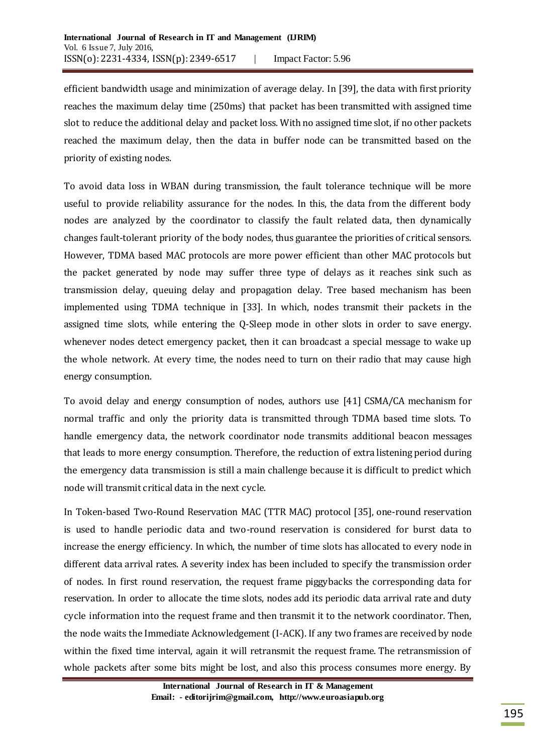efficient bandwidth usage and minimization of average delay. In [39], the data with first priority reaches the maximum delay time (250ms) that packet has been transmitted with assigned time slot to reduce the additional delay and packet loss. With no assigned time slot, if no other packets reached the maximum delay, then the data in buffer node can be transmitted based on the priority of existing nodes.

To avoid data loss in WBAN during transmission, the fault tolerance technique will be more useful to provide reliability assurance for the nodes. In this, the data from the different body nodes are analyzed by the coordinator to classify the fault related data, then dynamically changes fault-tolerant priority of the body nodes, thus guarantee the priorities of critical sensors. However, TDMA based MAC protocols are more power efficient than other MAC protocols but the packet generated by node may suffer three type of delays as it reaches sink such as transmission delay, queuing delay and propagation delay. Tree based mechanism has been implemented using TDMA technique in [33]. In which, nodes transmit their packets in the assigned time slots, while entering the Q-Sleep mode in other slots in order to save energy. whenever nodes detect emergency packet, then it can broadcast a special message to wake up the whole network. At every time, the nodes need to turn on their radio that may cause high energy consumption.

To avoid delay and energy consumption of nodes, authors use [41] CSMA/CA mechanism for normal traffic and only the priority data is transmitted through TDMA based time slots. To handle emergency data, the network coordinator node transmits additional beacon messages that leads to more energy consumption. Therefore, the reduction of extra listening period during the emergency data transmission is still a main challenge because it is difficult to predict which node will transmit critical data in the next cycle.

In Token-based Two-Round Reservation MAC (TTR MAC) protocol [35], one-round reservation is used to handle periodic data and two-round reservation is considered for burst data to increase the energy efficiency. In which, the number of time slots has allocated to every node in different data arrival rates. A severity index has been included to specify the transmission order of nodes. In first round reservation, the request frame piggybacks the corresponding data for reservation. In order to allocate the time slots, nodes add its periodic data arrival rate and duty cycle information into the request frame and then transmit it to the network coordinator. Then, the node waits the Immediate Acknowledgement (I-ACK). If any two frames are received by node within the fixed time interval, again it will retransmit the request frame. The retransmission of whole packets after some bits might be lost, and also this process consumes more energy. By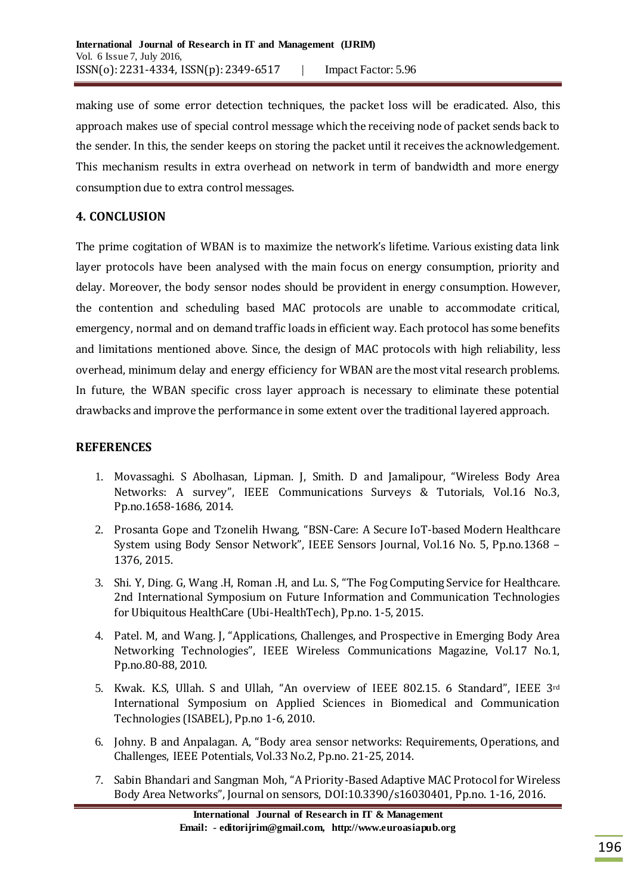making use of some error detection techniques, the packet loss will be eradicated. Also, this approach makes use of special control message which the receiving node of packet sends back to the sender. In this, the sender keeps on storing the packet until it receives the acknowledgement. This mechanism results in extra overhead on network in term of bandwidth and more energy consumption due to extra control messages.

## 4. CONCLUSION

The prime cogitation of WBAN is to maximize the network's lifetime. Various existing data link layer protocols have been analysed with the main focus on energy consumption, priority and delay. Moreover, the body sensor nodes should be provident in energy consumption. However, the contention and scheduling based MAC protocols are unable to accommodate critical, emergency, normal and on demand traffic loads in efficient way. Each protocol has some benefits and limitations mentioned above. Since, the design of MAC protocols with high reliability, less overhead, minimum delay and energy efficiency for WBAN are the most vital research problems. In future, the WBAN specific cross layer approach is necessary to eliminate these potential drawbacks and improve the performance in some extent over the traditional layered approach.

## REFERENCES

1. Movassaghi. S Abolhasan, Lipman. J, Smith. D and Jamalipour, "Wireless Body Area Networks: A survey", IEEE Communications Surveys & Tutorials, Vol.16 No.3, Pp.no.1658-1686, 2014.
2. Prosanta Gope and Tzonelih Hwang, "BSN-Care: A Secure IoT-based Modern Healthcare System using Body Sensor Network", IEEE Sensors Journal, Vol.16 No. 5, Pp.no.1368 – 1376, 2015.
3. Shi. Y, Ding. G, Wang .H, Roman .H, and Lu. S, "The Fog Computing Service for Healthcare. 2nd International Symposium on Future Information and Communication Technologies for Ubiquitous HealthCare (Ubi-HealthTech), Pp.no. 1-5, 2015.
4. Patel. M, and Wang. J, "Applications, Challenges, and Prospective in Emerging Body Area Networking Technologies", IEEE Wireless Communications Magazine, Vol.17 No.1, Pp.no.80-88, 2010.
5. Kwak. K.S, Ullah. S and Ullah, "An overview of IEEE 802.15. 6 Standard", IEEE 3rd International Symposium on Applied Sciences in Biomedical and Communication Technologies (ISABEL), Pp.no 1-6, 2010.
6. Johny. B and Anpalagan. A, "Body area sensor networks: Requirements, Operations, and Challenges, IEEE Potentials, Vol.33 No.2, Pp.no. 21-25, 2014.
7. Sabin Bhandari and Sangman Moh, "A Priority-Based Adaptive MAC Protocol for Wireless Body Area Networks", Journal on sensors, DOI:10.3390/s16030401, Pp.no. 1-16, 2016.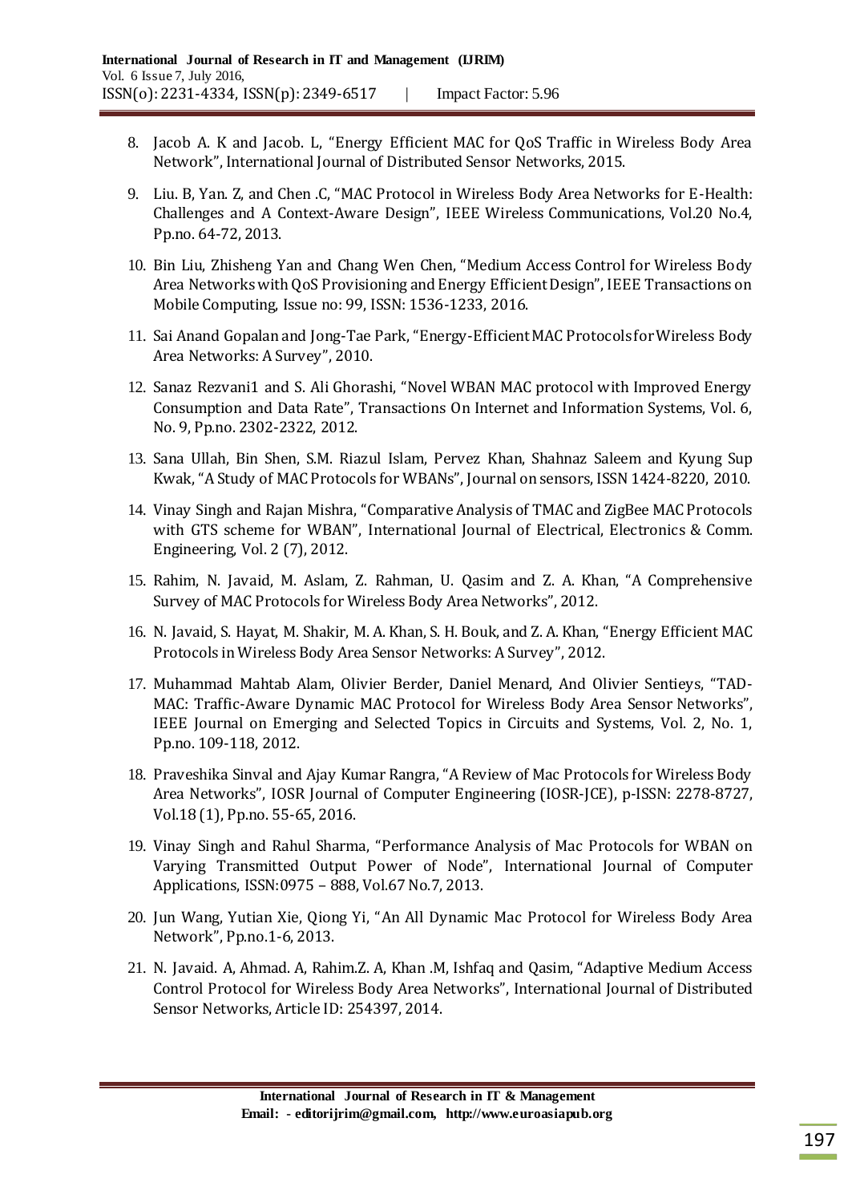8. Jacob A. K and Jacob. L, "Energy Efficient MAC for QoS Traffic in Wireless Body Area Network", International Journal of Distributed Sensor Networks, 2015.
9. Liu. B, Yan. Z, and Chen .C, "MAC Protocol in Wireless Body Area Networks for E-Health: Challenges and A Context-Aware Design", IEEE Wireless Communications, Vol.20 No.4, Pp.no. 64-72, 2013.
10. Bin Liu, Zhisheng Yan and Chang Wen Chen, "Medium Access Control for Wireless Body Area Networks with QoS Provisioning and Energy Efficient Design", IEEE Transactions on Mobile Computing, Issue no: 99, ISSN: 1536-1233, 2016.
11. Sai Anand Gopalan and Jong-Tae Park, "Energy-Efficient MAC Protocols for Wireless Body Area Networks: A Survey", 2010.
12. Sanaz Rezvani1 and S. Ali Ghorashi, "Novel WBAN MAC protocol with Improved Energy Consumption and Data Rate", Transactions On Internet and Information Systems, Vol. 6, No. 9, Pp.no. 2302-2322, 2012.
13. Sana Ullah, Bin Shen, S.M. Riazul Islam, Pervez Khan, Shahnaz Saleem and Kyung Sup Kwak, "A Study of MAC Protocols for WBANs", Journal on sensors, ISSN 1424-8220, 2010.
14. Vinay Singh and Rajan Mishra, "Comparative Analysis of TMAC and ZigBee MAC Protocols with GTS scheme for WBAN", International Journal of Electrical, Electronics & Comm. Engineering, Vol. 2 (7), 2012.
15. Rahim, N. Javaid, M. Aslam, Z. Rahman, U. Qasim and Z. A. Khan, "A Comprehensive Survey of MAC Protocols for Wireless Body Area Networks", 2012.
16. N. Javaid, S. Hayat, M. Shakir, M. A. Khan, S. H. Bouk, and Z. A. Khan, "Energy Efficient MAC Protocols in Wireless Body Area Sensor Networks: A Survey", 2012.
17. Muhammad Mahtab Alam, Olivier Berder, Daniel Menard, And Olivier Sentieys, "TAD-MAC: Traffic-Aware Dynamic MAC Protocol for Wireless Body Area Sensor Networks", IEEE Journal on Emerging and Selected Topics in Circuits and Systems, Vol. 2, No. 1, Pp.no. 109-118, 2012.
18. Praveshika Sinval and Ajay Kumar Rangra, "A Review of Mac Protocols for Wireless Body Area Networks", IOSR Journal of Computer Engineering (IOSR-JCE), p-ISSN: 2278-8727, Vol.18 (1), Pp.no. 55-65, 2016.
19. Vinay Singh and Rahul Sharma, "Performance Analysis of Mac Protocols for WBAN on Varying Transmitted Output Power of Node", International Journal of Computer Applications, ISSN:0975 – 888, Vol.67 No.7, 2013.
20. Jun Wang, Yutian Xie, Qiong Yi, "An All Dynamic Mac Protocol for Wireless Body Area Network", Pp.no.1-6, 2013.
21. N. Javaid. A, Ahmad. A, Rahim.Z. A, Khan .M, Ishfaq and Qasim, "Adaptive Medium Access Control Protocol for Wireless Body Area Networks", International Journal of Distributed Sensor Networks, Article ID: 254397, 2014.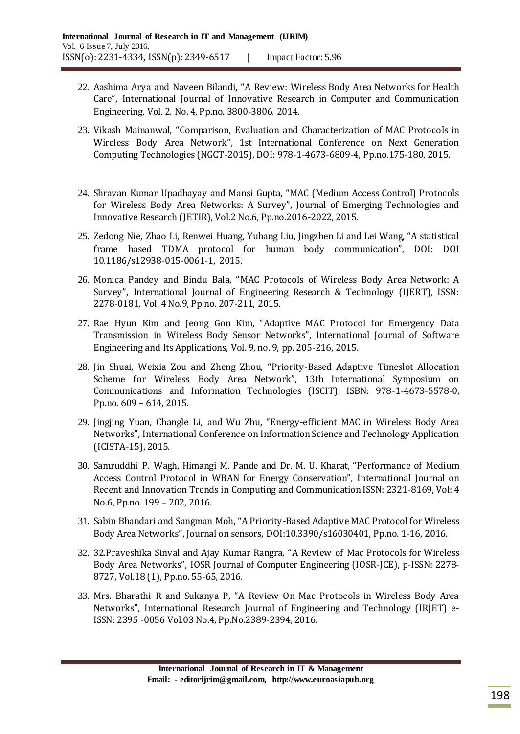22. Aashima Arya and Naveen Bilandi, "A Review: Wireless Body Area Networks for Health Care", International Journal of Innovative Research in Computer and Communication Engineering, Vol. 2, No. 4, Pp.no. 3800-3806, 2014.

23. Vikash Mainanwal, "Comparison, Evaluation and Characterization of MAC Protocols in Wireless Body Area Network", 1st International Conference on Next Generation Computing Technologies (NGCT-2015), DOI: 978-1-4673-6809-4, Pp.no.175-180, 2015.

24. Shravan Kumar Upadhayay and Mansi Gupta, "MAC (Medium Access Control) Protocols for Wireless Body Area Networks: A Survey", Journal of Emerging Technologies and Innovative Research (JETIR), Vol.2 No.6, Pp.no.2016-2022, 2015.

25. Zedong Nie, Zhao Li, Renwei Huang, Yuhang Liu, Jingzhen Li and Lei Wang, "A statistical frame based TDMA protocol for human body communication", DOI: DOI 10.1186/s12938-015-0061-1, 2015.

26. Monica Pandey and Bindu Bala, "MAC Protocols of Wireless Body Area Network: A Survey", International Journal of Engineering Research & Technology (IJERT), ISSN: 2278-0181, Vol. 4 No.9, Pp.no. 207-211, 2015.

27. Rae Hyun Kim and Jeong Gon Kim, "Adaptive MAC Protocol for Emergency Data Transmission in Wireless Body Sensor Networks", International Journal of Software Engineering and Its Applications, Vol. 9, no. 9, pp. 205-216, 2015.

28. Jin Shuai, Weixia Zou and Zheng Zhou, "Priority-Based Adaptive Timeslot Allocation Scheme for Wireless Body Area Network", 13th International Symposium on Communications and Information Technologies (ISCIT), ISBN: 978-1-4673-5578-0, Pp.no. 609 – 614, 2015.

29. Jingjing Yuan, Changle Li, and Wu Zhu, "Energy-efficient MAC in Wireless Body Area Networks", International Conference on Information Science and Technology Application (ICISTA-15), 2015.

30. Samruddhi P. Wagh, Himangi M. Pande and Dr. M. U. Kharat, "Performance of Medium Access Control Protocol in WBAN for Energy Conservation", International Journal on Recent and Innovation Trends in Computing and Communication ISSN: 2321-8169, Vol: 4 No.6, Pp.no. 199 – 202, 2016.

31. Sabin Bhandari and Sangman Moh, "A Priority-Based Adaptive MAC Protocol for Wireless Body Area Networks", Journal on sensors, DOI:10.3390/s16030401, Pp.no. 1-16, 2016.

32. 32.Praveshika Sinval and Ajay Kumar Rangra, "A Review of Mac Protocols for Wireless Body Area Networks", IOSR Journal of Computer Engineering (IOSR-JCE), p-ISSN: 2278-8727, Vol.18 (1), Pp.no. 55-65, 2016.

33. Mrs. Bharathi R and Sukanya P, "A Review On Mac Protocols in Wireless Body Area Networks", International Research Journal of Engineering and Technology (IRJET) e-ISSN: 2395 -0056 Vol.03 No.4, Pp.No.2389-2394, 2016.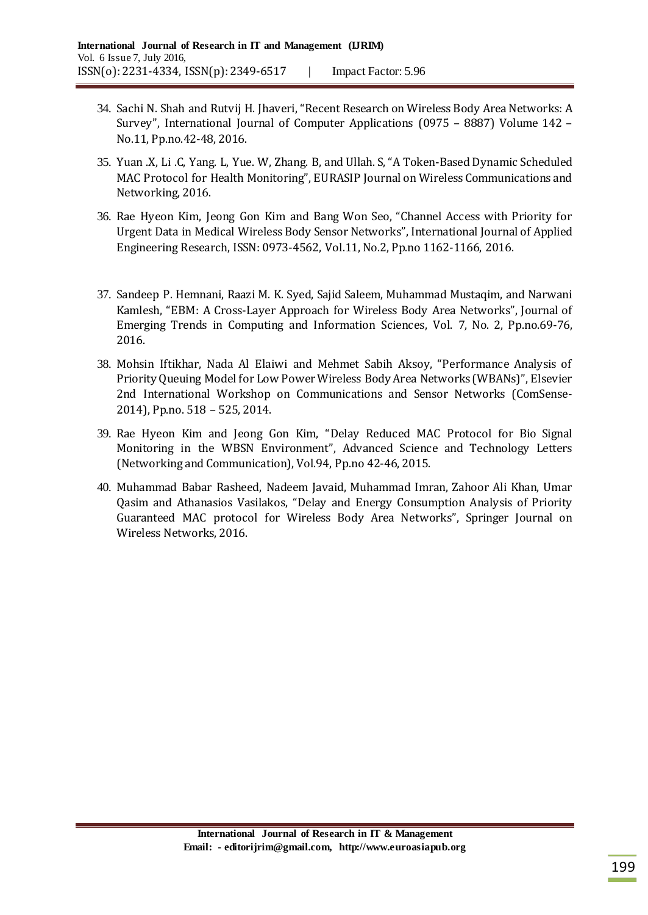34. Sachi N. Shah and Rutvij H. Jhaveri, “Recent Research on Wireless Body Area Networks: A Survey”, International Journal of Computer Applications (0975 – 8887) Volume 142 – No.11, Pp.no.42-48, 2016.
35. Yuan .X, Li .C, Yang. L, Yue. W, Zhang. B, and Ullah. S, “A Token-Based Dynamic Scheduled MAC Protocol for Health Monitoring”, EURASIP Journal on Wireless Communications and Networking, 2016.
36. Rae Hyeon Kim, Jeong Gon Kim and Bang Won Seo, “Channel Access with Priority for Urgent Data in Medical Wireless Body Sensor Networks”, International Journal of Applied Engineering Research, ISSN: 0973-4562, Vol.11, No.2, Pp.no 1162-1166, 2016.
37. Sandeep P. Hemnani, Raazi M. K. Syed, Sajid Saleem, Muhammad Mustaqim, and Narwani Kamlesh, “EBM: A Cross-Layer Approach for Wireless Body Area Networks”, Journal of Emerging Trends in Computing and Information Sciences, Vol. 7, No. 2, Pp.no.69-76, 2016.
38. Mohsin Iftikhar, Nada Al Elaiwi and Mehmet Sabih Aksoy, “Performance Analysis of Priority Queuing Model for Low Power Wireless Body Area Networks (WBANs)”, Elsevier 2nd International Workshop on Communications and Sensor Networks (ComSense-2014), Pp.no. 518 – 525, 2014.
39. Rae Hyeon Kim and Jeong Gon Kim, “Delay Reduced MAC Protocol for Bio Signal Monitoring in the WBSN Environment”, Advanced Science and Technology Letters (Networking and Communication), Vol.94, Pp.no 42-46, 2015.
40. Muhammad Babar Rasheed, Nadeem Javaid, Muhammad Imran, Zahoor Ali Khan, Umar Qasim and Athanasios Vasilakos, “Delay and Energy Consumption Analysis of Priority Guaranteed MAC protocol for Wireless Body Area Networks”, Springer Journal on Wireless Networks, 2016.